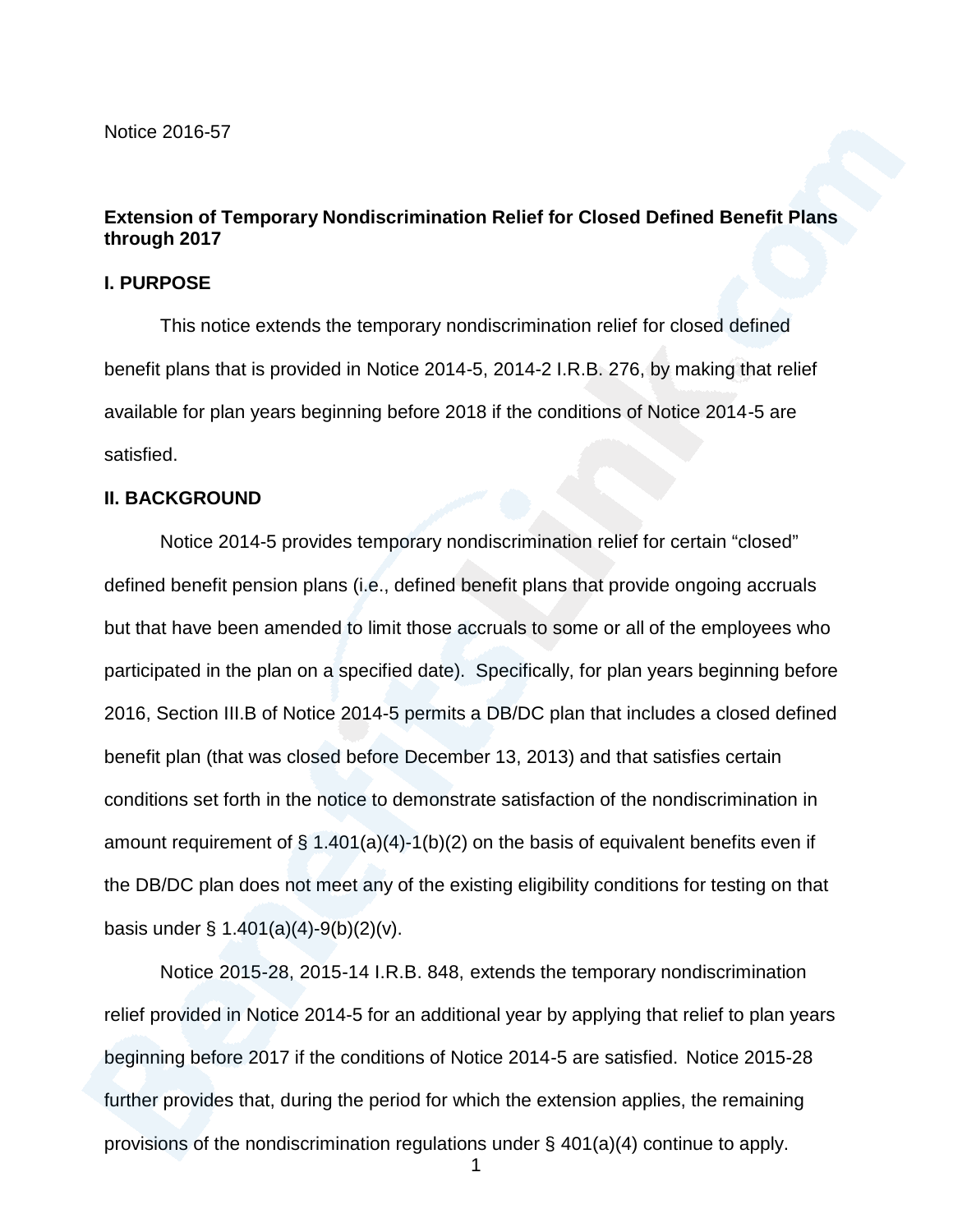Notice 2016-57

## Extension of Temporary Nondiscrimination Relief for Closed Defined Benefit Plans through 2017

### I. PURPOSE

This notice extends the temporary nondiscrimination relief for closed defined benefit plans that is provided in Notice 2014-5, 2014-2 I.R.B. 276, by making that relief available for plan years beginning before 2018 if the conditions of Notice 2014-5 are satisfied.

### II. BACKGROUND

Notice 2014-5 provides temporary nondiscrimination relief for certain "closed" defined benefit pension plans (i.e., defined benefit plans that provide ongoing accruals but that have been amended to limit those accruals to some or all of the employees who participated in the plan on a specified date). Specifically, for plan years beginning before 2016, Section III.B of Notice 2014-5 permits a DB/DC plan that includes a closed defined benefit plan (that was closed before December 13, 2013) and that satisfies certain conditions set forth in the notice to demonstrate satisfaction of the nondiscrimination in amount requirement of § 1.401(a)(4)-1(b)(2) on the basis of equivalent benefits even if the DB/DC plan does not meet any of the existing eligibility conditions for testing on that basis under § 1.401(a)(4)-9(b)(2)(v).

Notice 2015-28, 2015-14 I.R.B. 848, extends the temporary nondiscrimination relief provided in Notice 2014-5 for an additional year by applying that relief to plan years beginning before 2017 if the conditions of Notice 2014-5 are satisfied. Notice 2015-28 further provides that, during the period for which the extension applies, the remaining provisions of the nondiscrimination regulations under § 401(a)(4) continue to apply.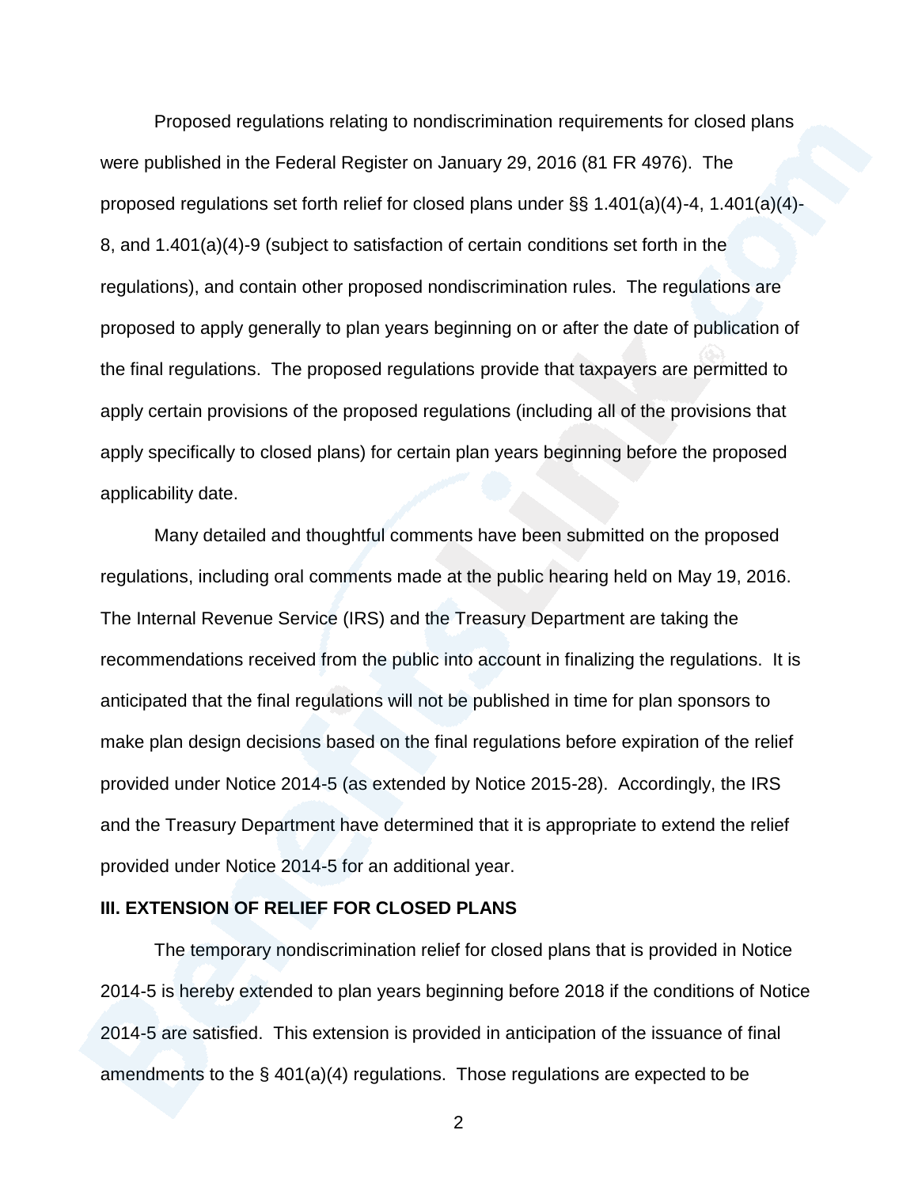Proposed regulations relating to nondiscrimination requirements for closed plans were published in the Federal Register on January 29, 2016 (81 FR 4976). The proposed regulations set forth relief for closed plans under §§ 1.401(a)(4)-4, 1.401(a)(4)-8, and 1.401(a)(4)-9 (subject to satisfaction of certain conditions set forth in the regulations), and contain other proposed nondiscrimination rules. The regulations are proposed to apply generally to plan years beginning on or after the date of publication of the final regulations. The proposed regulations provide that taxpayers are permitted to apply certain provisions of the proposed regulations (including all of the provisions that apply specifically to closed plans) for certain plan years beginning before the proposed applicability date.

Many detailed and thoughtful comments have been submitted on the proposed regulations, including oral comments made at the public hearing held on May 19, 2016. The Internal Revenue Service (IRS) and the Treasury Department are taking the recommendations received from the public into account in finalizing the regulations. It is anticipated that the final regulations will not be published in time for plan sponsors to make plan design decisions based on the final regulations before expiration of the relief provided under Notice 2014-5 (as extended by Notice 2015-28). Accordingly, the IRS and the Treasury Department have determined that it is appropriate to extend the relief provided under Notice 2014-5 for an additional year.

## III. EXTENSION OF RELIEF FOR CLOSED PLANS

The temporary nondiscrimination relief for closed plans that is provided in Notice 2014-5 is hereby extended to plan years beginning before 2018 if the conditions of Notice 2014-5 are satisfied. This extension is provided in anticipation of the issuance of final amendments to the § 401(a)(4) regulations. Those regulations are expected to be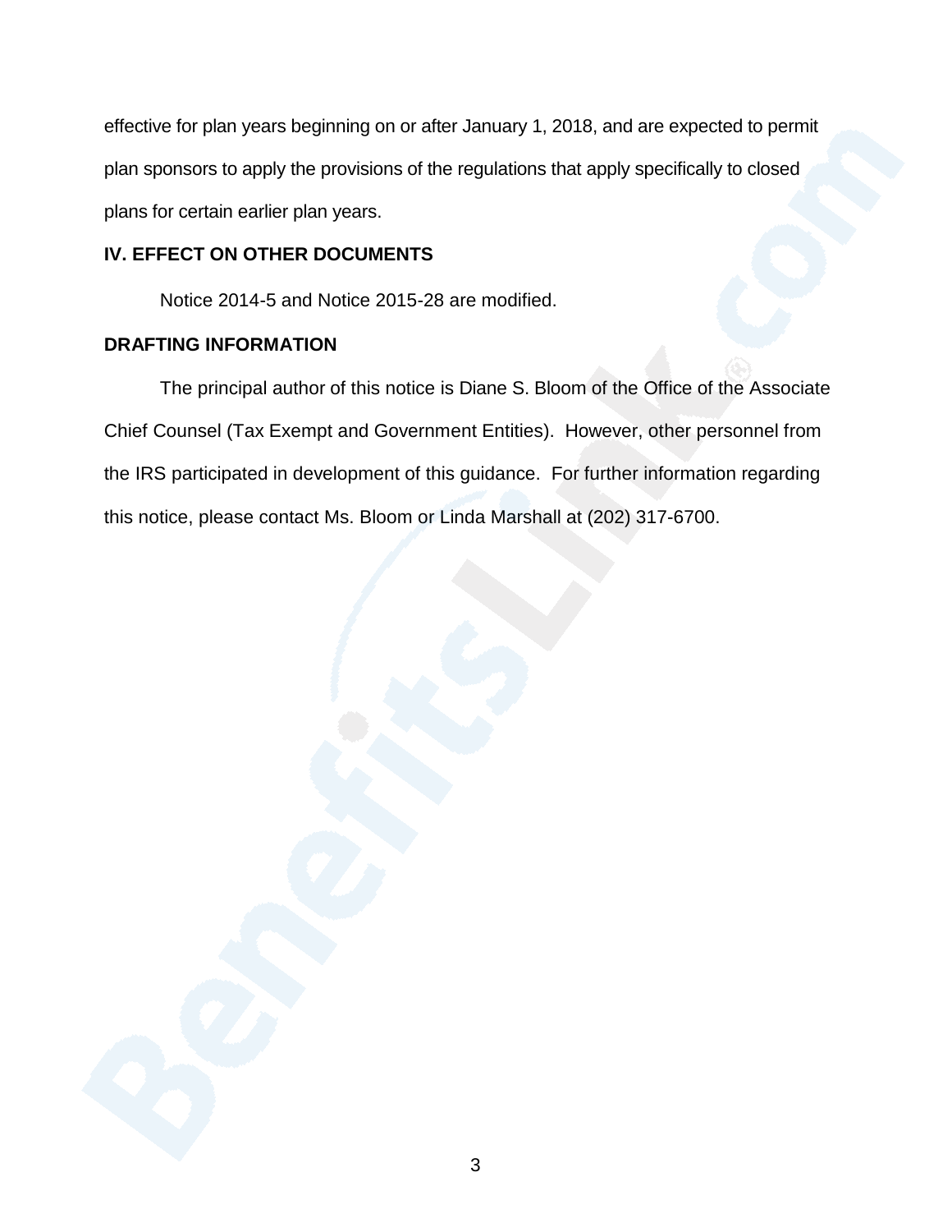effective for plan years beginning on or after January 1, 2018, and are expected to permit plan sponsors to apply the provisions of the regulations that apply specifically to closed plans for certain earlier plan years.

**IV. EFFECT ON OTHER DOCUMENTS**

Notice 2014-5 and Notice 2015-28 are modified.

**DRAFTING INFORMATION**

The principal author of this notice is Diane S. Bloom of the Office of the Associate Chief Counsel (Tax Exempt and Government Entities). However, other personnel from the IRS participated in development of this guidance. For further information regarding this notice, please contact Ms. Bloom or Linda Marshall at (202) 317-6700.